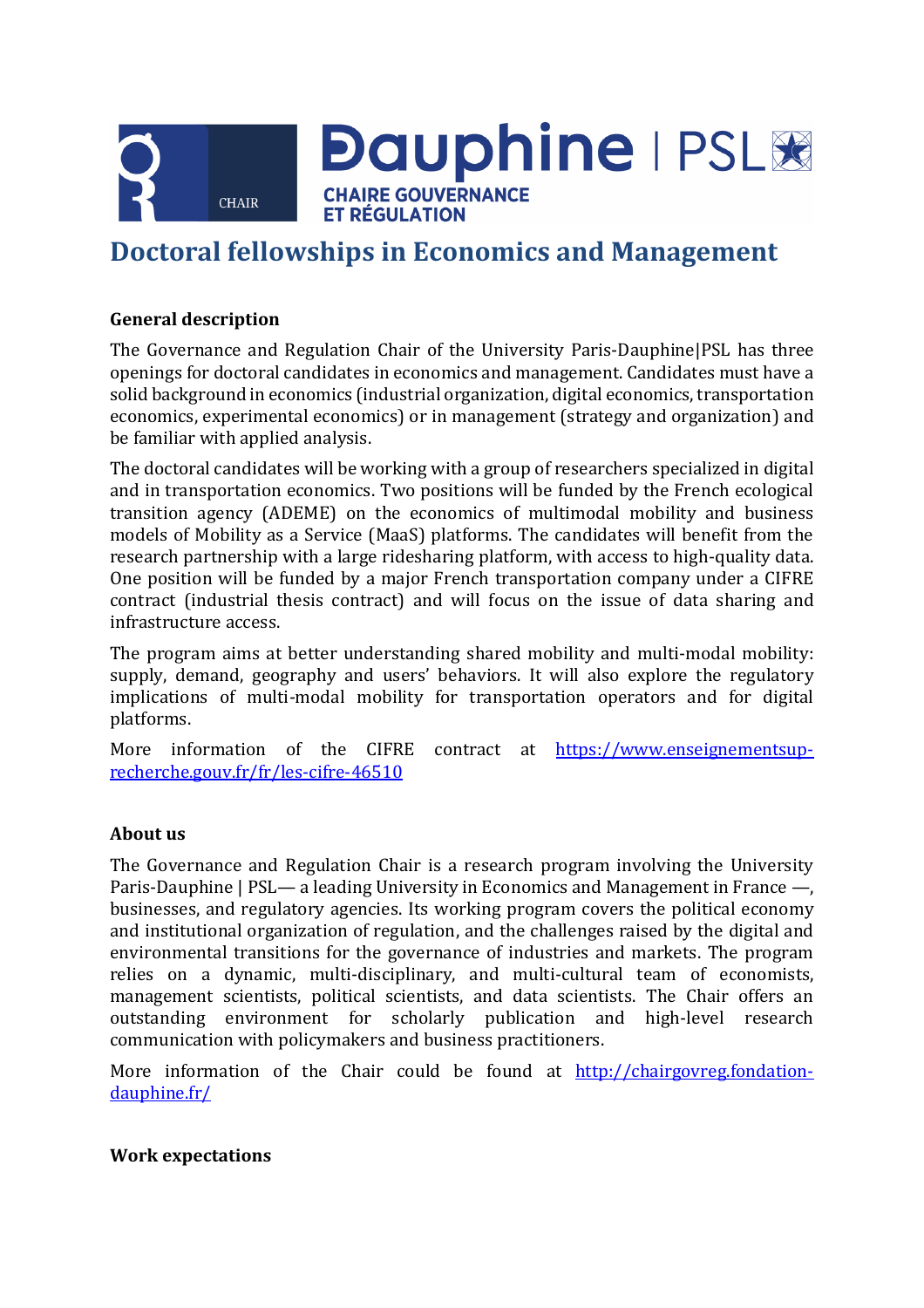CHAIR

Dauphine | PSL

CHAIRE GOUVERNANCE ET RÉGULATION

# Doctoral fellowships in Economics and Management

**General description**

The Governance and Regulation Chair of the University Paris-Dauphine|PSL has three openings for doctoral candidates in economics and management. Candidates must have a solid background in economics (industrial organization, digital economics, transportation economics, experimental economics) or in management (strategy and organization) and be familiar with applied analysis.

The doctoral candidates will be working with a group of researchers specialized in digital and in transportation economics. Two positions will be funded by the French ecological transition agency (ADEME) on the economics of multimodal mobility and business models of Mobility as a Service (MaaS) platforms. The candidates will benefit from the research partnership with a large ridesharing platform, with access to high-quality data. One position will be funded by a major French transportation company under a CIFRE contract (industrial thesis contract) and will focus on the issue of data sharing and infrastructure access.

The program aims at better understanding shared mobility and multi-modal mobility: supply, demand, geography and users' behaviors. It will also explore the regulatory implications of multi-modal mobility for transportation operators and for digital platforms.

More information of the CIFRE contract at [https://www.enseignementsup-recherche.gouv.fr/fr/les-cifre-46510](https://www.enseignementsup-recherche.gouv.fr/fr/les-cifre-46510)

**About us**

The Governance and Regulation Chair is a research program involving the University Paris-Dauphine | PSL— a leading University in Economics and Management in France —, businesses, and regulatory agencies. Its working program covers the political economy and institutional organization of regulation, and the challenges raised by the digital and environmental transitions for the governance of industries and markets. The program relies on a dynamic, multi-disciplinary, and multi-cultural team of economists, management scientists, political scientists, and data scientists. The Chair offers an outstanding environment for scholarly publication and high-level research communication with policymakers and business practitioners.

More information of the Chair could be found at [http://chairgovreg.fondation-dauphine.fr/](http://chairgovreg.fondation-dauphine.fr/)

**Work expectations**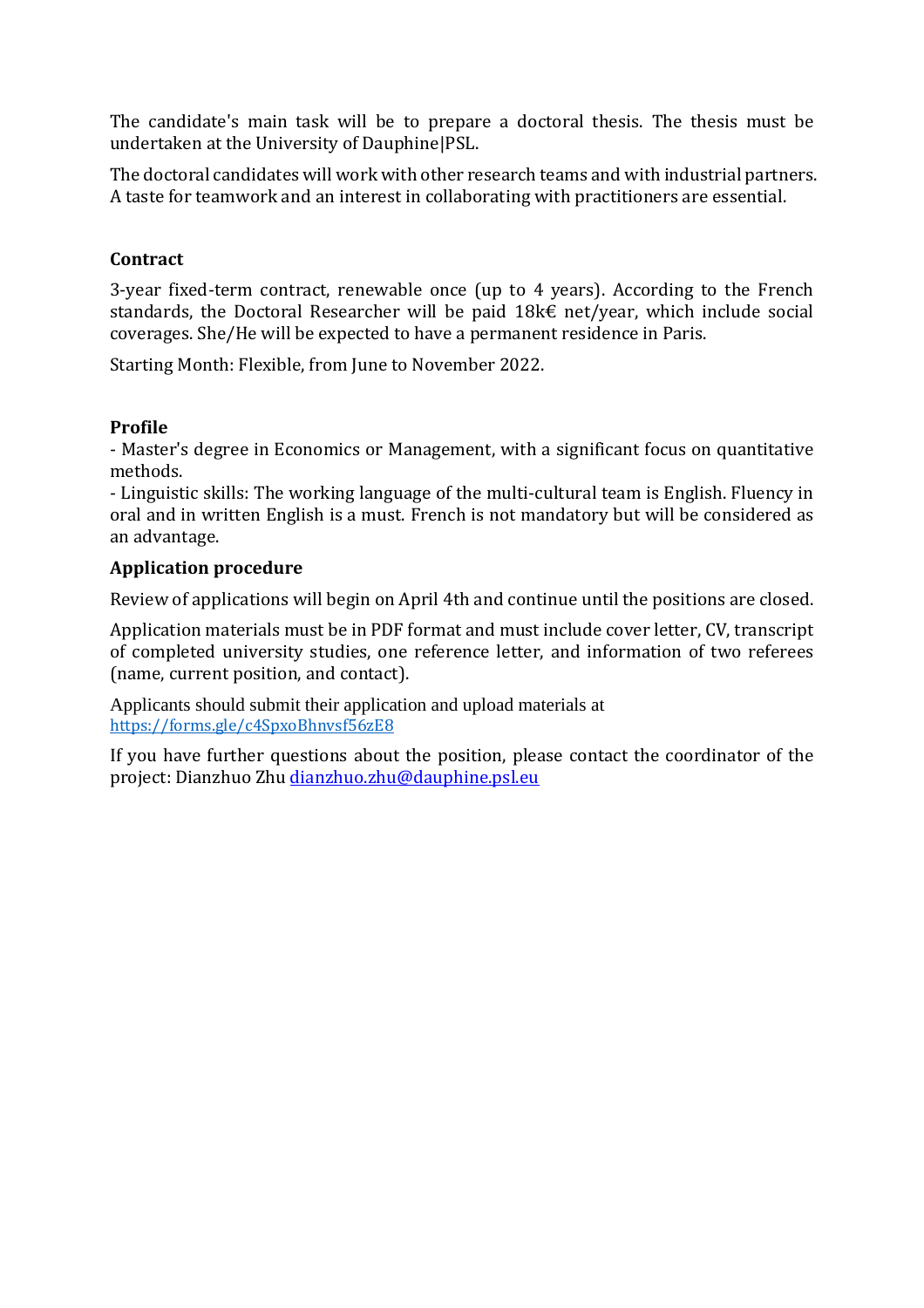The candidate's main task will be to prepare a doctoral thesis. The thesis must be undertaken at the University of Dauphine|PSL.

The doctoral candidates will work with other research teams and with industrial partners. A taste for teamwork and an interest in collaborating with practitioners are essential.

## Contract

3-year fixed-term contract, renewable once (up to 4 years). According to the French standards, the Doctoral Researcher will be paid 18k€ net/year, which include social coverages. She/He will be expected to have a permanent residence in Paris.

Starting Month: Flexible, from June to November 2022.

## Profile

- Master's degree in Economics or Management, with a significant focus on quantitative methods.
- Linguistic skills: The working language of the multi-cultural team is English. Fluency in oral and in written English is a must. French is not mandatory but will be considered as an advantage.

## Application procedure

Review of applications will begin on April 4th and continue until the positions are closed.

Application materials must be in PDF format and must include cover letter, CV, transcript of completed university studies, one reference letter, and information of two referees (name, current position, and contact).

Applicants should submit their application and upload materials at
https://forms.gle/c4SpxoBhnvsf56zE8

If you have further questions about the position, please contact the coordinator of the project: Dianzhuo Zhu dianzhuo.zhu@dauphine.psl.eu